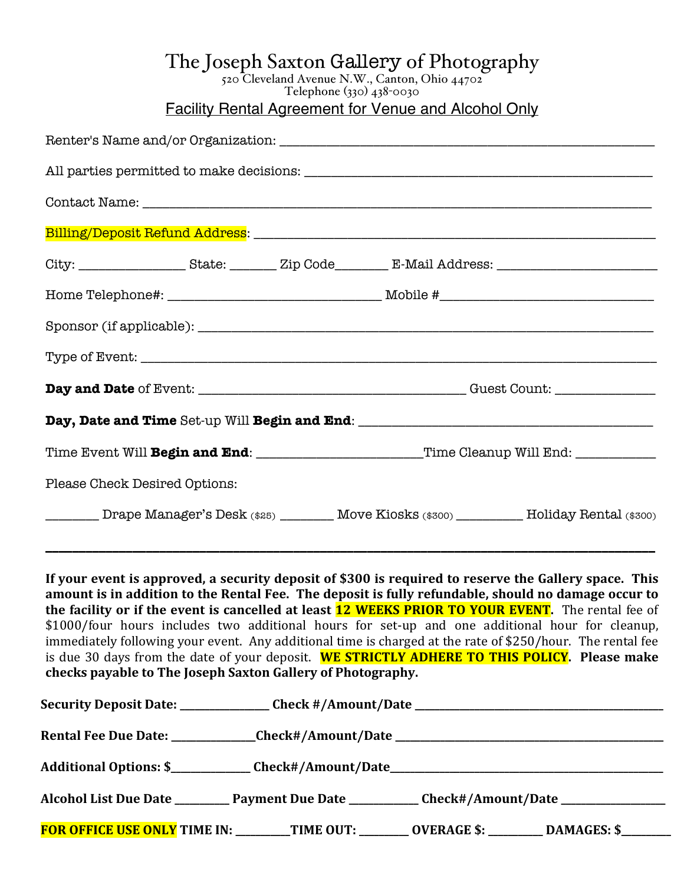# The Joseph Saxton Gallery of Photography

520 Cleveland Avenue N.W., Canton, Ohio 44702
Telephone (330) 438-0030

## Facility Rental Agreement for Venue and Alcohol Only

Renter's Name and/or Organization: ______________________________________________

All parties permitted to make decisions: ______________________________________________

Contact Name: ______________________________________________

Billing/Deposit Refund Address: ______________________________________________

City: ______________ State: _______ Zip Code_______ E-Mail Address: ______________________

Home Telephone#: ____________________________ Mobile #____________________________

Sponsor (if applicable): ______________________________________________

Type of Event: ______________________________________________

**Day and Date** of Event: ____________________________________ Guest Count: ______________

**Day, Date and Time** Set-up Will **Begin and End**: ______________________________________

Time Event Will **Begin and End**: ______________________Time Cleanup Will End: ___________

Please Check Desired Options:

_______ Drape Manager's Desk ($25) _______ Move Kiosks ($300) _________ Holiday Rental ($300)

---

**If your event is approved, a security deposit of $300 is required to reserve the Gallery space. This amount is in addition to the Rental Fee. The deposit is fully refundable, should no damage occur to the facility or if the event is cancelled at least 12 WEEKS PRIOR TO YOUR EVENT.** The rental fee of $1000/four hours includes two additional hours for set-up and one additional hour for cleanup, immediately following your event. Any additional time is charged at the rate of $250/hour. The rental fee is due 30 days from the date of your deposit. **WE STRICTLY ADHERE TO THIS POLICY. Please make checks payable to The Joseph Saxton Gallery of Photography.**

**Security Deposit Date:** _______________ **Check #/Amount/Date** ______________________________

**Rental Fee Due Date:** ______________**Check#/Amount/Date** ______________________________

**Additional Options: $**_____________ **Check#/Amount/Date**______________________________

**Alcohol List Due Date** _________ **Payment Due Date** ___________ **Check#/Amount/Date** _________________

**FOR OFFICE USE ONLY TIME IN:** _________**TIME OUT:** ________ **OVERAGE $:** _________ **DAMAGES: $**________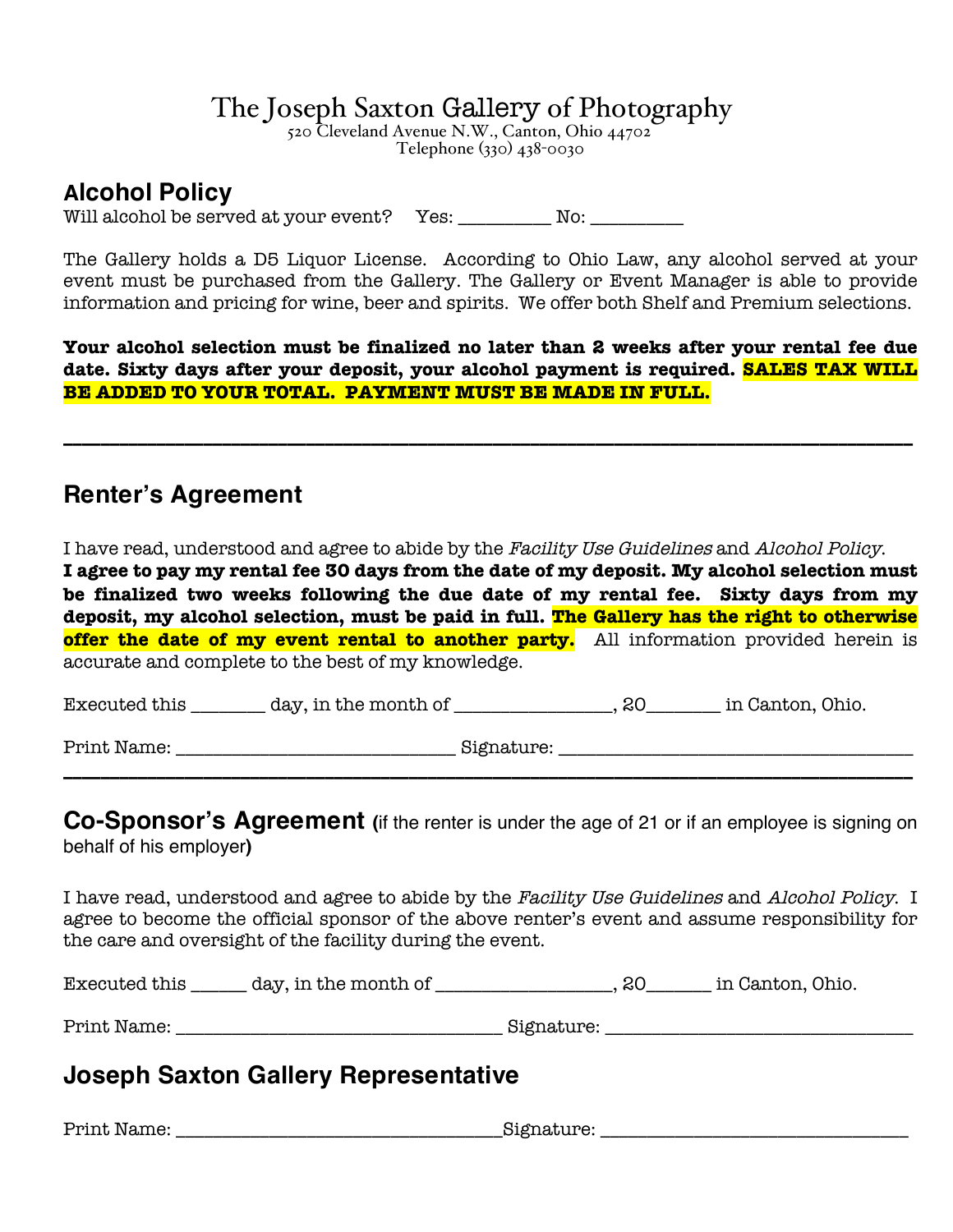# The Joseph Saxton Gallery of Photography

520 Cleveland Avenue N.W., Canton, Ohio 44702
Telephone (330) 438-0030

## Alcohol Policy

Will alcohol be served at your event? Yes: __________ No: __________

The Gallery holds a D5 Liquor License. According to Ohio Law, any alcohol served at your event must be purchased from the Gallery. The Gallery or Event Manager is able to provide information and pricing for wine, beer and spirits. We offer both Shelf and Premium selections.

**Your alcohol selection must be finalized no later than 2 weeks after your rental fee due date. Sixty days after your deposit, your alcohol payment is required. SALES TAX WILL BE ADDED TO YOUR TOTAL. PAYMENT MUST BE MADE IN FULL.**

---

## Renter's Agreement

I have read, understood and agree to abide by the *Facility Use Guidelines* and *Alcohol Policy*. **I agree to pay my rental fee 30 days from the date of my deposit. My alcohol selection must be finalized two weeks following the due date of my rental fee. Sixty days from my deposit, my alcohol selection, must be paid in full. The Gallery has the right to otherwise offer the date of my event rental to another party.** All information provided herein is accurate and complete to the best of my knowledge.

Executed this ________ day, in the month of _________________, 20________ in Canton, Ohio.

Print Name: ______________________________ Signature: ____________________________________

---

## Co-Sponsor's Agreement (if the renter is under the age of 21 or if an employee is signing on behalf of his employer)

I have read, understood and agree to abide by the *Facility Use Guidelines* and *Alcohol Policy*. I agree to become the official sponsor of the above renter's event and assume responsibility for the care and oversight of the facility during the event.

Executed this ______ day, in the month of ___________________, 20_______ in Canton, Ohio.

Print Name: ___________________________________ Signature: _______________________________

## Joseph Saxton Gallery Representative

Print Name: ___________________________________Signature: _______________________________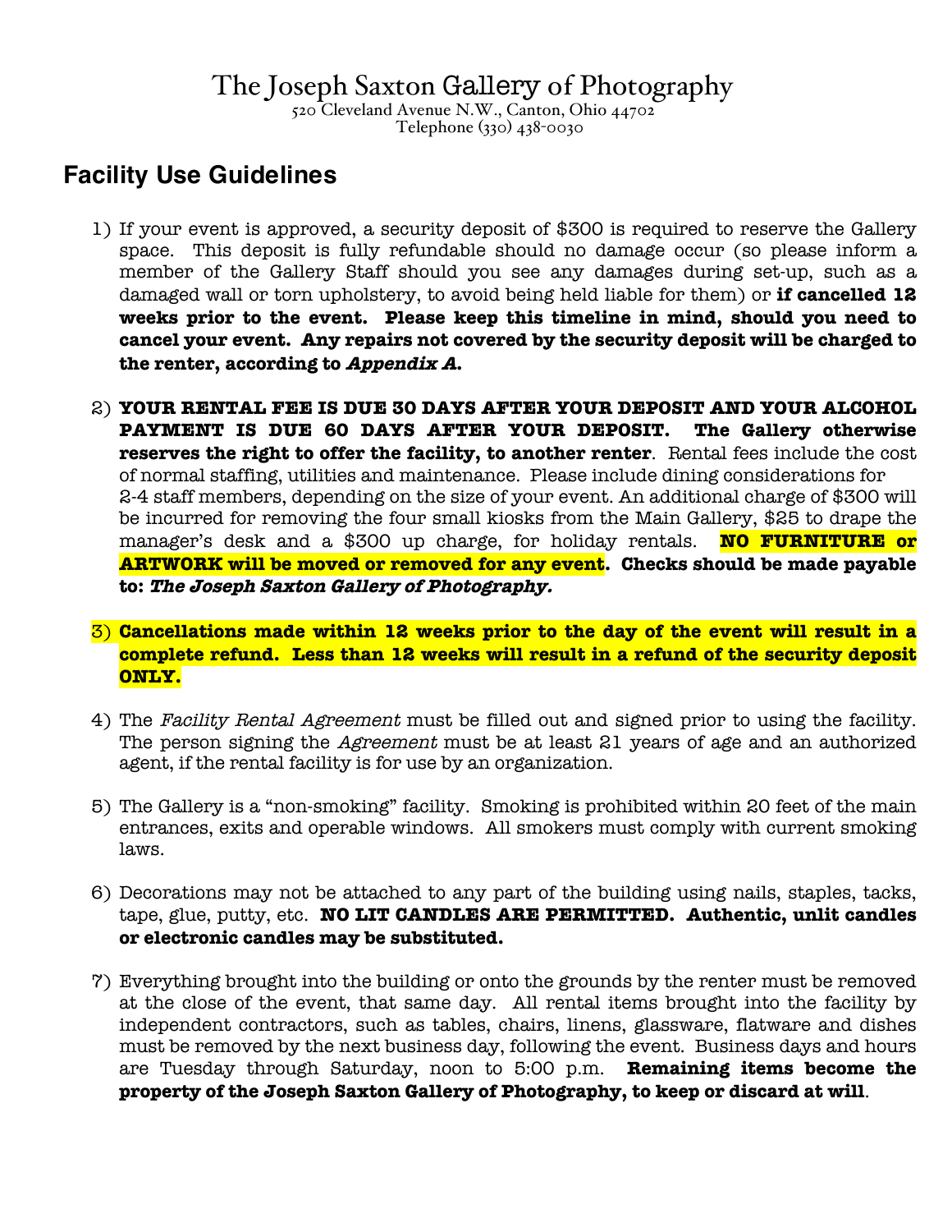# The Joseph Saxton Gallery of Photography

520 Cleveland Avenue N.W., Canton, Ohio 44702
Telephone (330) 438-0030

## Facility Use Guidelines

1) If your event is approved, a security deposit of $300 is required to reserve the Gallery space. This deposit is fully refundable should no damage occur (so please inform a member of the Gallery Staff should you see any damages during set-up, such as a damaged wall or torn upholstery, to avoid being held liable for them) or **if cancelled 12 weeks prior to the event. Please keep this timeline in mind, should you need to cancel your event. Any repairs not covered by the security deposit will be charged to the renter, according to *Appendix A.***

2) **YOUR RENTAL FEE IS DUE 30 DAYS AFTER YOUR DEPOSIT AND YOUR ALCOHOL PAYMENT IS DUE 60 DAYS AFTER YOUR DEPOSIT. The Gallery otherwise reserves the right to offer the facility, to another renter**. Rental fees include the cost of normal staffing, utilities and maintenance. Please include dining considerations for 2-4 staff members, depending on the size of your event. An additional charge of $300 will be incurred for removing the four small kiosks from the Main Gallery, $25 to drape the manager's desk and a $300 up charge, for holiday rentals. **NO FURNITURE or ARTWORK will be moved or removed for any event. Checks should be made payable to: *The Joseph Saxton Gallery of Photography.***

3) **Cancellations made within 12 weeks prior to the day of the event will result in a complete refund. Less than 12 weeks will result in a refund of the security deposit ONLY.**

4) The *Facility Rental Agreement* must be filled out and signed prior to using the facility. The person signing the *Agreement* must be at least 21 years of age and an authorized agent, if the rental facility is for use by an organization.

5) The Gallery is a "non-smoking" facility. Smoking is prohibited within 20 feet of the main entrances, exits and operable windows. All smokers must comply with current smoking laws.

6) Decorations may not be attached to any part of the building using nails, staples, tacks, tape, glue, putty, etc. **NO LIT CANDLES ARE PERMITTED. Authentic, unlit candles or electronic candles may be substituted.**

7) Everything brought into the building or onto the grounds by the renter must be removed at the close of the event, that same day. All rental items brought into the facility by independent contractors, such as tables, chairs, linens, glassware, flatware and dishes must be removed by the next business day, following the event. Business days and hours are Tuesday through Saturday, noon to 5:00 p.m. **Remaining items become the property of the Joseph Saxton Gallery of Photography, to keep or discard at will**.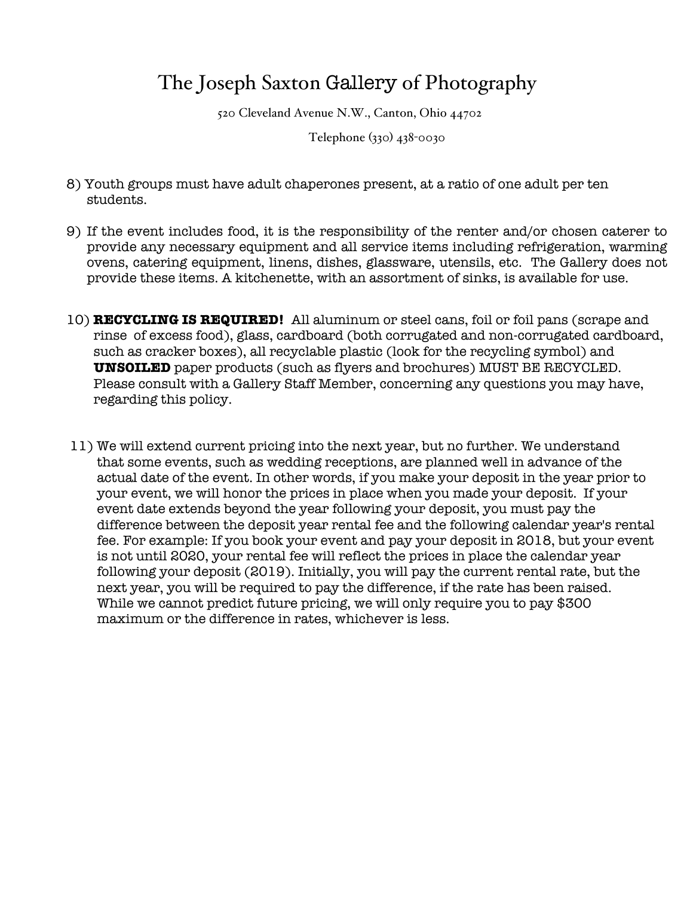8) Youth groups must have adult chaperones present, at a ratio of one adult per ten students.

9) If the event includes food, it is the responsibility of the renter and/or chosen caterer to provide any necessary equipment and all service items including refrigeration, warming ovens, catering equipment, linens, dishes, glassware, utensils, etc. The Gallery does not provide these items. A kitchenette, with an assortment of sinks, is available for use.

10) **RECYCLING IS REQUIRED!** All aluminum or steel cans, foil or foil pans (scrape and rinse of excess food), glass, cardboard (both corrugated and non-corrugated cardboard, such as cracker boxes), all recyclable plastic (look for the recycling symbol) and **UNSOILED** paper products (such as flyers and brochures) MUST BE RECYCLED. Please consult with a Gallery Staff Member, concerning any questions you may have, regarding this policy.

11) We will extend current pricing into the next year, but no further. We understand that some events, such as wedding receptions, are planned well in advance of the actual date of the event. In other words, if you make your deposit in the year prior to your event, we will honor the prices in place when you made your deposit. If your event date extends beyond the year following your deposit, you must pay the difference between the deposit year rental fee and the following calendar year's rental fee. For example: If you book your event and pay your deposit in 2018, but your event is not until 2020, your rental fee will reflect the prices in place the calendar year following your deposit (2019). Initially, you will pay the current rental rate, but the next year, you will be required to pay the difference, if the rate has been raised. While we cannot predict future pricing, we will only require you to pay $300 maximum or the difference in rates, whichever is less.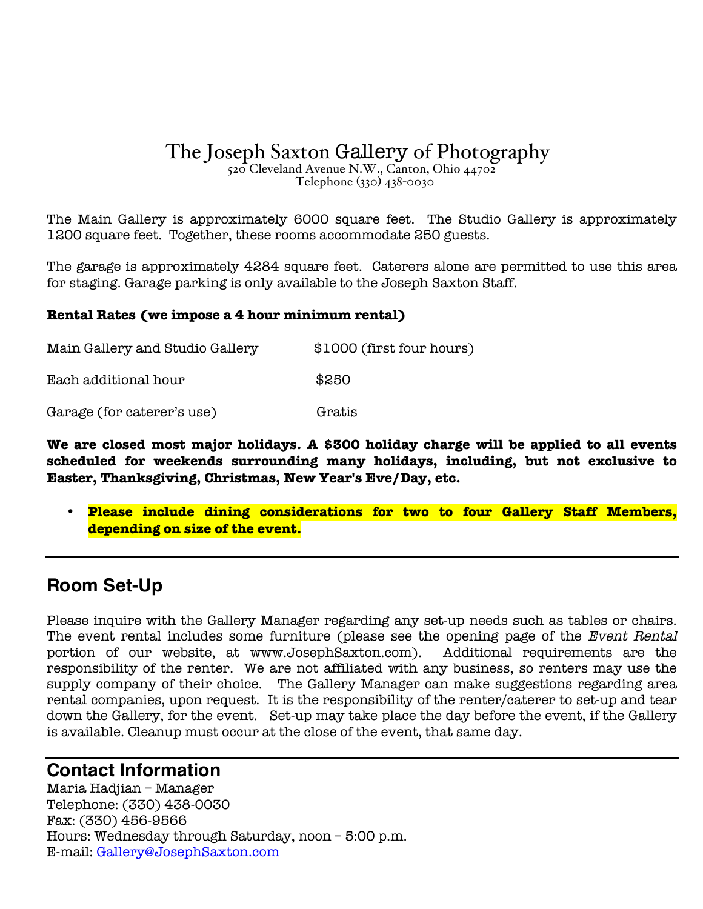# The Joseph Saxton Gallery of Photography

520 Cleveland Avenue N.W., Canton, Ohio 44702
Telephone (330) 438-0030

The Main Gallery is approximately 6000 square feet. The Studio Gallery is approximately 1200 square feet. Together, these rooms accommodate 250 guests.

The garage is approximately 4284 square feet. Caterers alone are permitted to use this area for staging. Garage parking is only available to the Joseph Saxton Staff.

**Rental Rates (we impose a 4 hour minimum rental)**

| | |
|---|---|
| Main Gallery and Studio Gallery | $1000 (first four hours) |
| Each additional hour | $250 |
| Garage (for caterer's use) | Gratis |

**We are closed most major holidays. A $300 holiday charge will be applied to all events scheduled for weekends surrounding many holidays, including, but not exclusive to Easter, Thanksgiving, Christmas, New Year's Eve/Day, etc.**

- **Please include dining considerations for two to four Gallery Staff Members, depending on size of the event.**

---

## Room Set-Up

Please inquire with the Gallery Manager regarding any set-up needs such as tables or chairs. The event rental includes some furniture (please see the opening page of the *Event Rental* portion of our website, at www.JosephSaxton.com). Additional requirements are the responsibility of the renter. We are not affiliated with any business, so renters may use the supply company of their choice. The Gallery Manager can make suggestions regarding area rental companies, upon request. It is the responsibility of the renter/caterer to set-up and tear down the Gallery, for the event. Set-up may take place the day before the event, if the Gallery is available. Cleanup must occur at the close of the event, that same day.

---

## Contact Information

Maria Hadjian – Manager
Telephone: (330) 438-0030
Fax: (330) 456-9566
Hours: Wednesday through Saturday, noon – 5:00 p.m.
E-mail: Gallery@JosephSaxton.com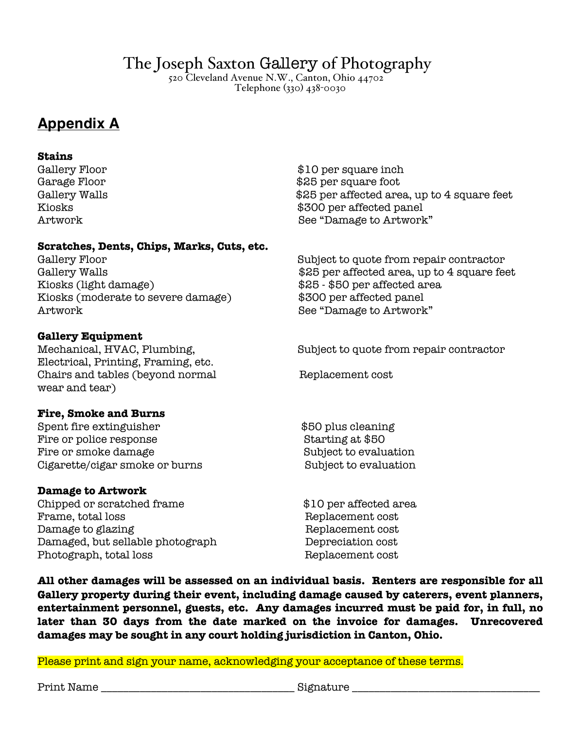# The Joseph Saxton Gallery of Photography

520 Cleveland Avenue N.W., Canton, Ohio 44702
Telephone (330) 438-0030

## Appendix A

| | |
|---|---|
| **Stains** | |
| Gallery Floor | $10 per square inch |
| Garage Floor | $25 per square foot |
| Gallery Walls | $25 per affected area, up to 4 square feet |
| Kiosks | $300 per affected panel |
| Artwork | See "Damage to Artwork" |
| **Scratches, Dents, Chips, Marks, Cuts, etc.** | |
| Gallery Floor | Subject to quote from repair contractor |
| Gallery Walls | $25 per affected area, up to 4 square feet |
| Kiosks (light damage) | $25 - $50 per affected area |
| Kiosks (moderate to severe damage) | $300 per affected panel |
| Artwork | See "Damage to Artwork" |
| **Gallery Equipment** | |
| Mechanical, HVAC, Plumbing, Electrical, Printing, Framing, etc. | Subject to quote from repair contractor |
| Chairs and tables (beyond normal wear and tear) | Replacement cost |
| **Fire, Smoke and Burns** | |
| Spent fire extinguisher | $50 plus cleaning |
| Fire or police response | Starting at $50 |
| Fire or smoke damage | Subject to evaluation |
| Cigarette/cigar smoke or burns | Subject to evaluation |
| **Damage to Artwork** | |
| Chipped or scratched frame | $10 per affected area |
| Frame, total loss | Replacement cost |
| Damage to glazing | Replacement cost |
| Damaged, but sellable photograph | Depreciation cost |
| Photograph, total loss | Replacement cost |

**All other damages will be assessed on an individual basis. Renters are responsible for all Gallery property during their event, including damage caused by caterers, event planners, entertainment personnel, guests, etc. Any damages incurred must be paid for, in full, no later than 30 days from the date marked on the invoice for damages. Unrecovered damages may be sought in any court holding jurisdiction in Canton, Ohio.**

Please print and sign your name, acknowledging your acceptance of these terms.

Print Name ______________________________ Signature ______________________________